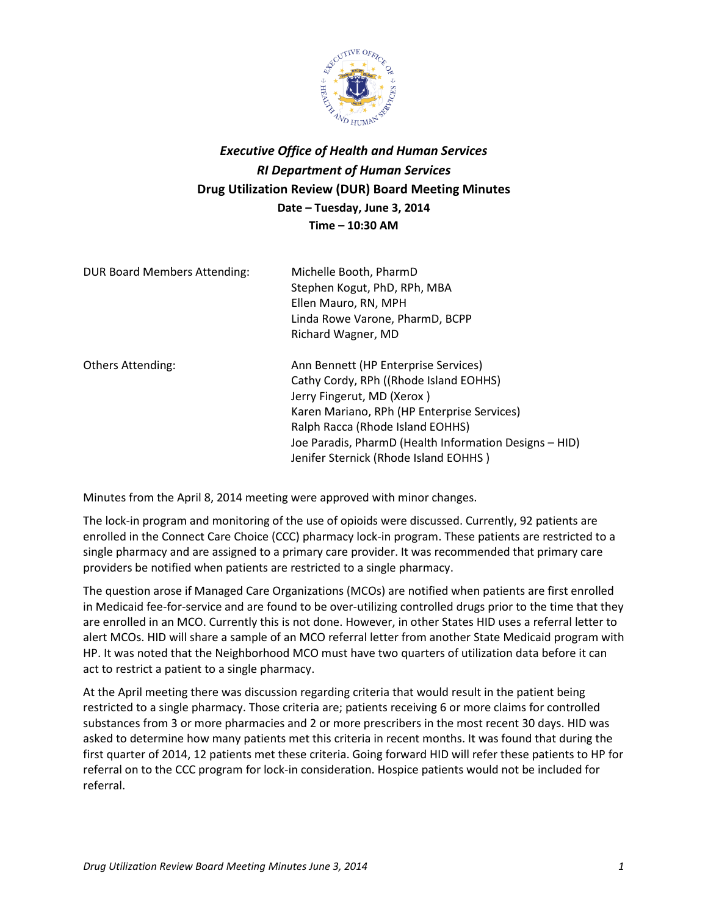***Executive Office of Health and Human Services***

***RI Department of Human Services***

**Drug Utilization Review (DUR) Board Meeting Minutes**

**Date – Tuesday, June 3, 2014**

**Time – 10:30 AM**

| | |
|---|---|
| DUR Board Members Attending: | Michelle Booth, PharmD<br>Stephen Kogut, PhD, RPh, MBA<br>Ellen Mauro, RN, MPH<br>Linda Rowe Varone, PharmD, BCPP<br>Richard Wagner, MD |
| Others Attending: | Ann Bennett (HP Enterprise Services)<br>Cathy Cordy, RPh ((Rhode Island EOHHS)<br>Jerry Fingerut, MD (Xerox )<br>Karen Mariano, RPh (HP Enterprise Services)<br>Ralph Racca (Rhode Island EOHHS)<br>Joe Paradis, PharmD (Health Information Designs – HID)<br>Jenifer Sternick (Rhode Island EOHHS ) |

Minutes from the April 8, 2014 meeting were approved with minor changes.

The lock-in program and monitoring of the use of opioids were discussed. Currently, 92 patients are enrolled in the Connect Care Choice (CCC) pharmacy lock-in program. These patients are restricted to a single pharmacy and are assigned to a primary care provider. It was recommended that primary care providers be notified when patients are restricted to a single pharmacy.

The question arose if Managed Care Organizations (MCOs) are notified when patients are first enrolled in Medicaid fee-for-service and are found to be over-utilizing controlled drugs prior to the time that they are enrolled in an MCO. Currently this is not done. However, in other States HID uses a referral letter to alert MCOs. HID will share a sample of an MCO referral letter from another State Medicaid program with HP. It was noted that the Neighborhood MCO must have two quarters of utilization data before it can act to restrict a patient to a single pharmacy.

At the April meeting there was discussion regarding criteria that would result in the patient being restricted to a single pharmacy. Those criteria are; patients receiving 6 or more claims for controlled substances from 3 or more pharmacies and 2 or more prescribers in the most recent 30 days. HID was asked to determine how many patients met this criteria in recent months. It was found that during the first quarter of 2014, 12 patients met these criteria. Going forward HID will refer these patients to HP for referral on to the CCC program for lock-in consideration. Hospice patients would not be included for referral.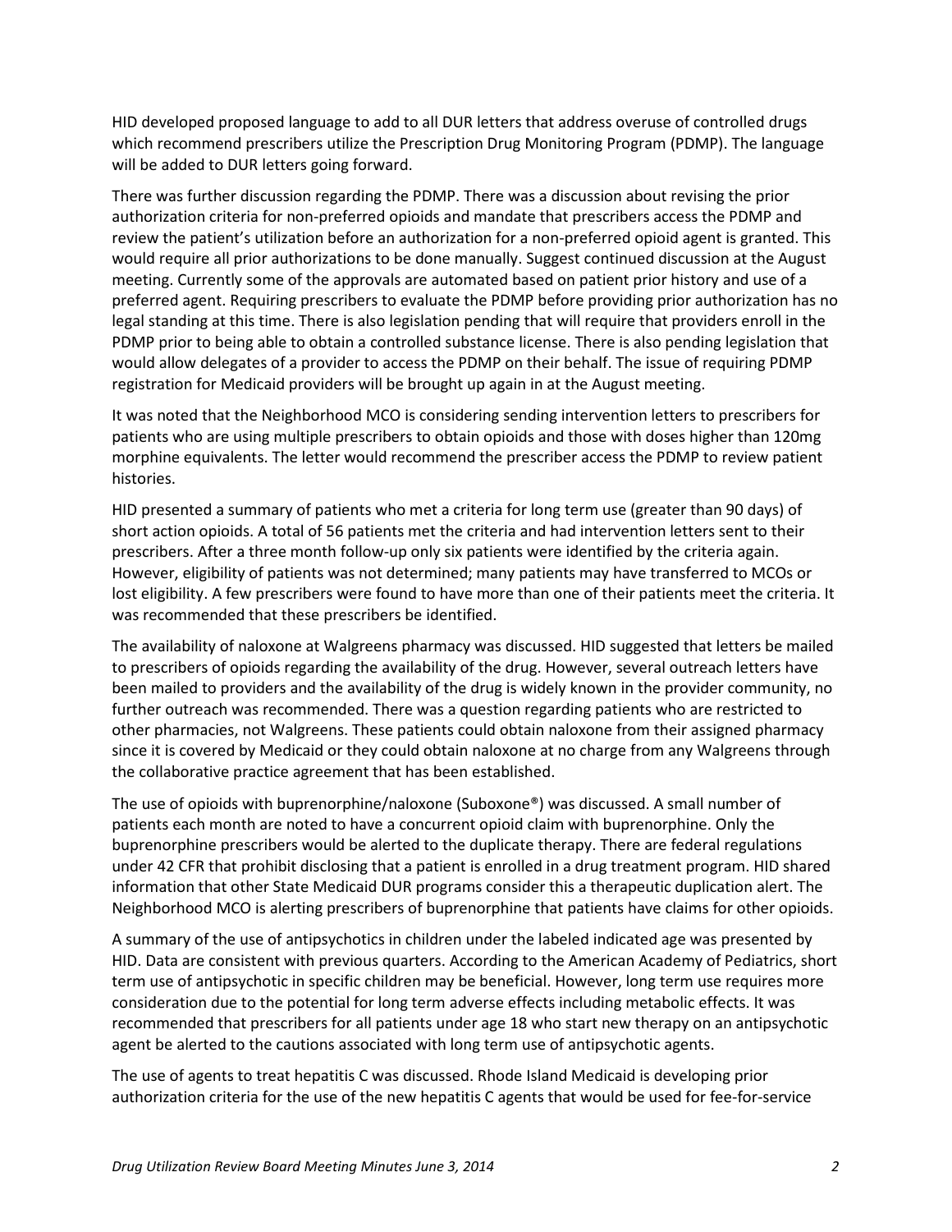HID developed proposed language to add to all DUR letters that address overuse of controlled drugs which recommend prescribers utilize the Prescription Drug Monitoring Program (PDMP). The language will be added to DUR letters going forward.

There was further discussion regarding the PDMP. There was a discussion about revising the prior authorization criteria for non-preferred opioids and mandate that prescribers access the PDMP and review the patient's utilization before an authorization for a non-preferred opioid agent is granted. This would require all prior authorizations to be done manually. Suggest continued discussion at the August meeting. Currently some of the approvals are automated based on patient prior history and use of a preferred agent. Requiring prescribers to evaluate the PDMP before providing prior authorization has no legal standing at this time. There is also legislation pending that will require that providers enroll in the PDMP prior to being able to obtain a controlled substance license. There is also pending legislation that would allow delegates of a provider to access the PDMP on their behalf. The issue of requiring PDMP registration for Medicaid providers will be brought up again in at the August meeting.

It was noted that the Neighborhood MCO is considering sending intervention letters to prescribers for patients who are using multiple prescribers to obtain opioids and those with doses higher than 120mg morphine equivalents. The letter would recommend the prescriber access the PDMP to review patient histories.

HID presented a summary of patients who met a criteria for long term use (greater than 90 days) of short action opioids. A total of 56 patients met the criteria and had intervention letters sent to their prescribers. After a three month follow-up only six patients were identified by the criteria again. However, eligibility of patients was not determined; many patients may have transferred to MCOs or lost eligibility. A few prescribers were found to have more than one of their patients meet the criteria. It was recommended that these prescribers be identified.

The availability of naloxone at Walgreens pharmacy was discussed. HID suggested that letters be mailed to prescribers of opioids regarding the availability of the drug. However, several outreach letters have been mailed to providers and the availability of the drug is widely known in the provider community, no further outreach was recommended. There was a question regarding patients who are restricted to other pharmacies, not Walgreens. These patients could obtain naloxone from their assigned pharmacy since it is covered by Medicaid or they could obtain naloxone at no charge from any Walgreens through the collaborative practice agreement that has been established.

The use of opioids with buprenorphine/naloxone (Suboxone®) was discussed. A small number of patients each month are noted to have a concurrent opioid claim with buprenorphine. Only the buprenorphine prescribers would be alerted to the duplicate therapy. There are federal regulations under 42 CFR that prohibit disclosing that a patient is enrolled in a drug treatment program. HID shared information that other State Medicaid DUR programs consider this a therapeutic duplication alert. The Neighborhood MCO is alerting prescribers of buprenorphine that patients have claims for other opioids.

A summary of the use of antipsychotics in children under the labeled indicated age was presented by HID. Data are consistent with previous quarters. According to the American Academy of Pediatrics, short term use of antipsychotic in specific children may be beneficial. However, long term use requires more consideration due to the potential for long term adverse effects including metabolic effects. It was recommended that prescribers for all patients under age 18 who start new therapy on an antipsychotic agent be alerted to the cautions associated with long term use of antipsychotic agents.

The use of agents to treat hepatitis C was discussed. Rhode Island Medicaid is developing prior authorization criteria for the use of the new hepatitis C agents that would be used for fee-for-service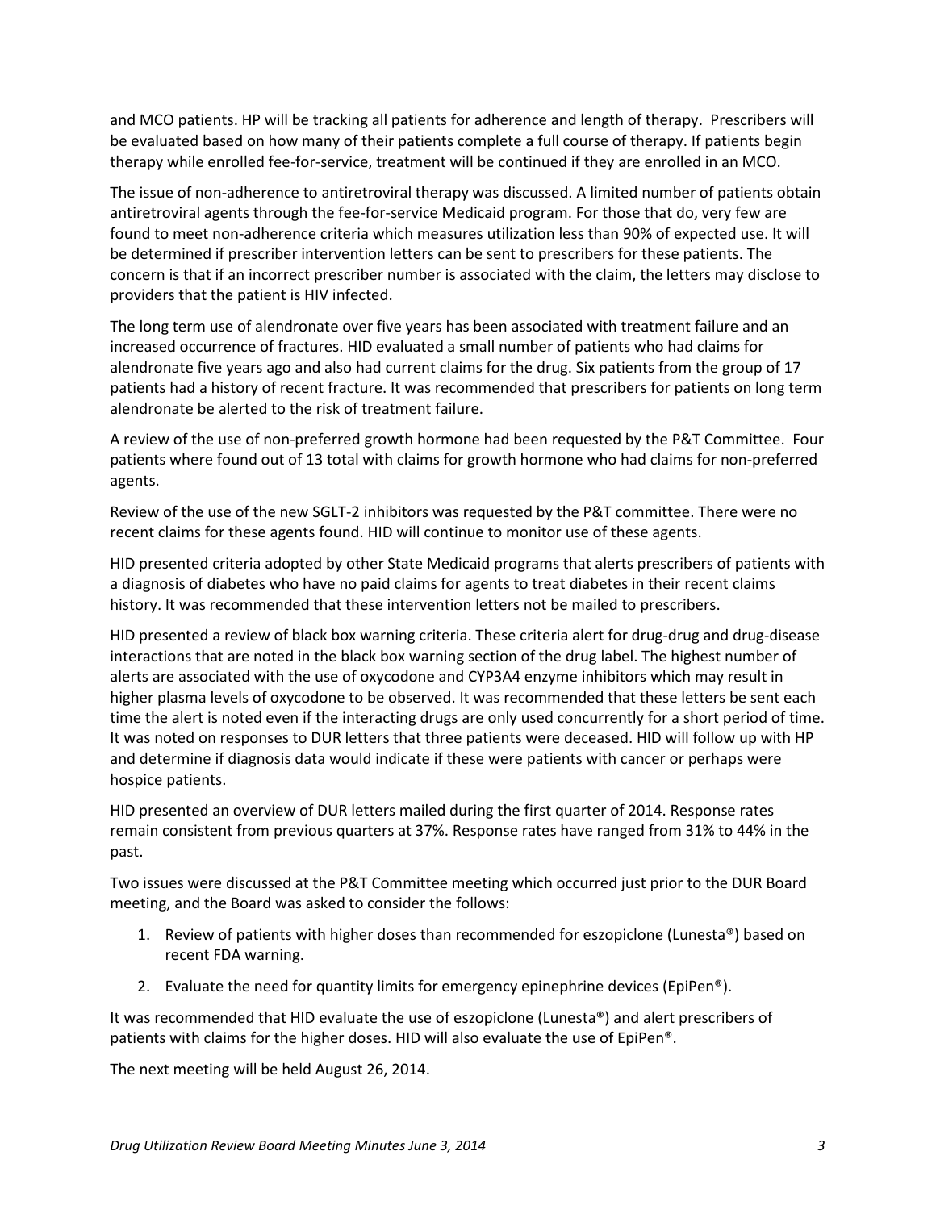and MCO patients. HP will be tracking all patients for adherence and length of therapy. Prescribers will be evaluated based on how many of their patients complete a full course of therapy. If patients begin therapy while enrolled fee-for-service, treatment will be continued if they are enrolled in an MCO.

The issue of non-adherence to antiretroviral therapy was discussed. A limited number of patients obtain antiretroviral agents through the fee-for-service Medicaid program. For those that do, very few are found to meet non-adherence criteria which measures utilization less than 90% of expected use. It will be determined if prescriber intervention letters can be sent to prescribers for these patients. The concern is that if an incorrect prescriber number is associated with the claim, the letters may disclose to providers that the patient is HIV infected.

The long term use of alendronate over five years has been associated with treatment failure and an increased occurrence of fractures. HID evaluated a small number of patients who had claims for alendronate five years ago and also had current claims for the drug. Six patients from the group of 17 patients had a history of recent fracture. It was recommended that prescribers for patients on long term alendronate be alerted to the risk of treatment failure.

A review of the use of non-preferred growth hormone had been requested by the P&T Committee. Four patients where found out of 13 total with claims for growth hormone who had claims for non-preferred agents.

Review of the use of the new SGLT-2 inhibitors was requested by the P&T committee. There were no recent claims for these agents found. HID will continue to monitor use of these agents.

HID presented criteria adopted by other State Medicaid programs that alerts prescribers of patients with a diagnosis of diabetes who have no paid claims for agents to treat diabetes in their recent claims history. It was recommended that these intervention letters not be mailed to prescribers.

HID presented a review of black box warning criteria. These criteria alert for drug-drug and drug-disease interactions that are noted in the black box warning section of the drug label. The highest number of alerts are associated with the use of oxycodone and CYP3A4 enzyme inhibitors which may result in higher plasma levels of oxycodone to be observed. It was recommended that these letters be sent each time the alert is noted even if the interacting drugs are only used concurrently for a short period of time. It was noted on responses to DUR letters that three patients were deceased. HID will follow up with HP and determine if diagnosis data would indicate if these were patients with cancer or perhaps were hospice patients.

HID presented an overview of DUR letters mailed during the first quarter of 2014. Response rates remain consistent from previous quarters at 37%. Response rates have ranged from 31% to 44% in the past.

Two issues were discussed at the P&T Committee meeting which occurred just prior to the DUR Board meeting, and the Board was asked to consider the follows:

1. Review of patients with higher doses than recommended for eszopiclone (Lunesta®) based on recent FDA warning.
2. Evaluate the need for quantity limits for emergency epinephrine devices (EpiPen®).

It was recommended that HID evaluate the use of eszopiclone (Lunesta®) and alert prescribers of patients with claims for the higher doses. HID will also evaluate the use of EpiPen®.

The next meeting will be held August 26, 2014.